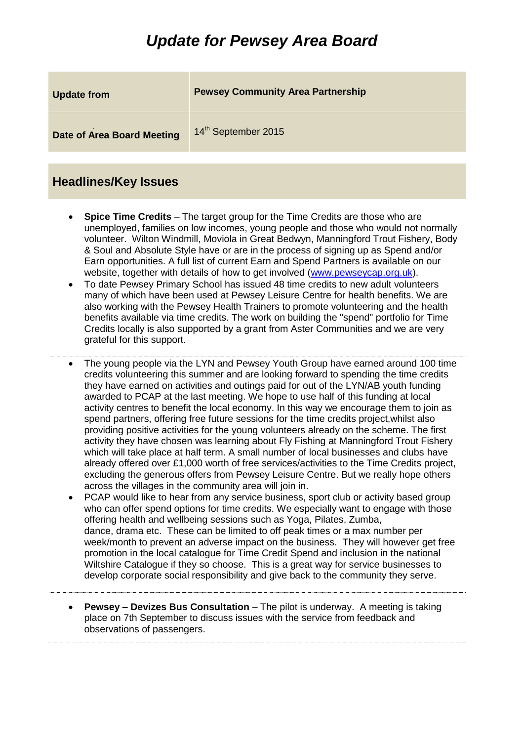# *Update for Pewsey Area Board*

| **Update from** | **Pewsey Community Area Partnership** |
|---|---|
| **Date of Area Board Meeting** | 14th September 2015 |

## Headlines/Key Issues

- **Spice Time Credits** – The target group for the Time Credits are those who are unemployed, families on low incomes, young people and those who would not normally volunteer. Wilton Windmill, Moviola in Great Bedwyn, Manningford Trout Fishery, Body & Soul and Absolute Style have or are in the process of signing up as Spend and/or Earn opportunities. A full list of current Earn and Spend Partners is available on our website, together with details of how to get involved ([www.pewseycap.org.uk](http://www.pewseycap.org.uk)).
- To date Pewsey Primary School has issued 48 time credits to new adult volunteers many of which have been used at Pewsey Leisure Centre for health benefits. We are also working with the Pewsey Health Trainers to promote volunteering and the health benefits available via time credits. The work on building the "spend" portfolio for Time Credits locally is also supported by a grant from Aster Communities and we are very grateful for this support.

---

- The young people via the LYN and Pewsey Youth Group have earned around 100 time credits volunteering this summer and are looking forward to spending the time credits they have earned on activities and outings paid for out of the LYN/AB youth funding awarded to PCAP at the last meeting. We hope to use half of this funding at local activity centres to benefit the local economy. In this way we encourage them to join as spend partners, offering free future sessions for the time credits project,whilst also providing positive activities for the young volunteers already on the scheme. The first activity they have chosen was learning about Fly Fishing at Manningford Trout Fishery which will take place at half term. A small number of local businesses and clubs have already offered over £1,000 worth of free services/activities to the Time Credits project, excluding the generous offers from Pewsey Leisure Centre. But we really hope others across the villages in the community area will join in.
- PCAP would like to hear from any service business, sport club or activity based group who can offer spend options for time credits. We especially want to engage with those offering health and wellbeing sessions such as Yoga, Pilates, Zumba, dance, drama etc. These can be limited to off peak times or a max number per week/month to prevent an adverse impact on the business. They will however get free promotion in the local catalogue for Time Credit Spend and inclusion in the national Wiltshire Catalogue if they so choose. This is a great way for service businesses to develop corporate social responsibility and give back to the community they serve.

---

- **Pewsey – Devizes Bus Consultation** – The pilot is underway. A meeting is taking place on 7th September to discuss issues with the service from feedback and observations of passengers.

---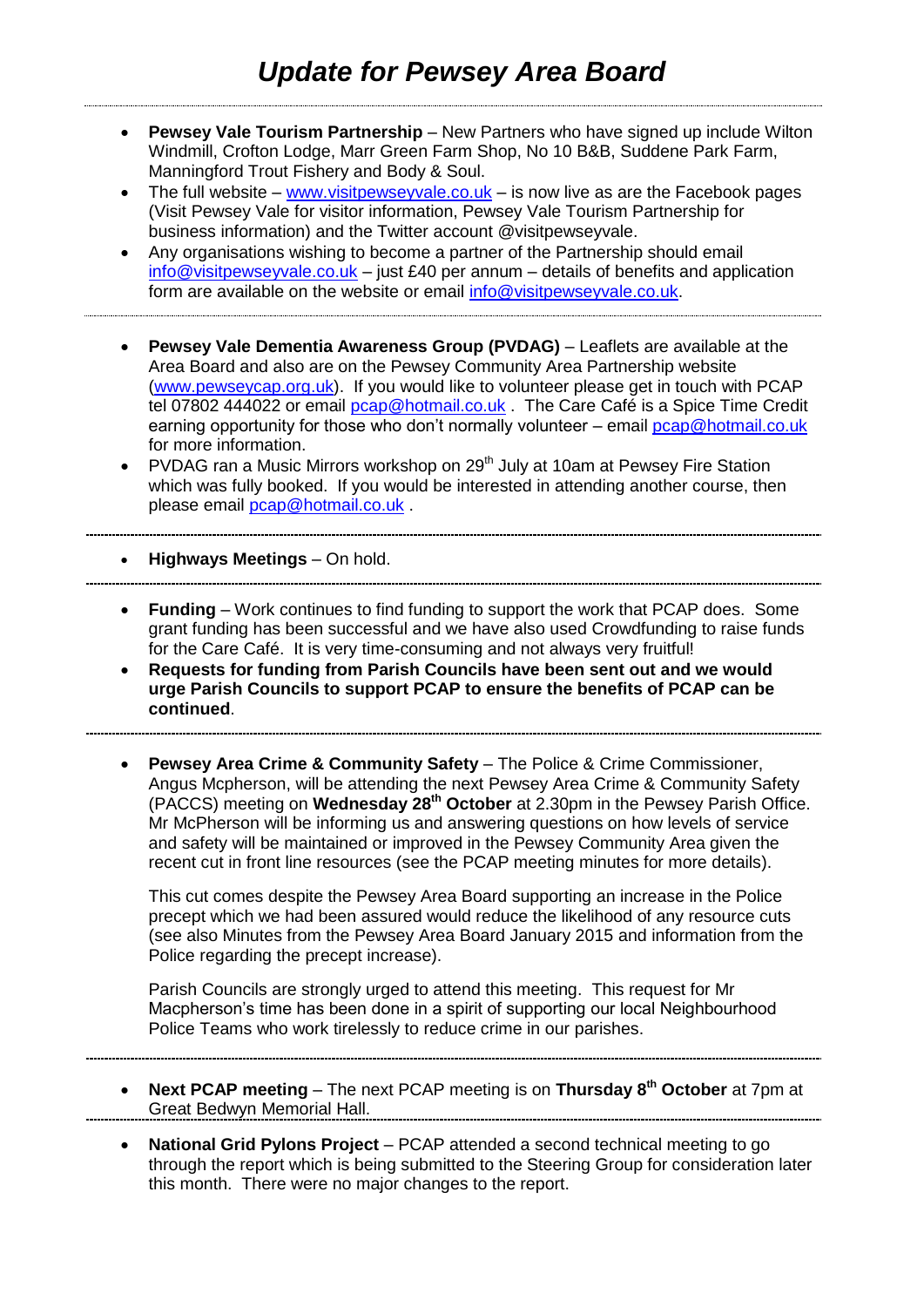# *Update for Pewsey Area Board*

- **Pewsey Vale Tourism Partnership** – New Partners who have signed up include Wilton Windmill, Crofton Lodge, Marr Green Farm Shop, No 10 B&B, Suddene Park Farm, Manningford Trout Fishery and Body & Soul.
- The full website – www.visitpewseyvale.co.uk – is now live as are the Facebook pages (Visit Pewsey Vale for visitor information, Pewsey Vale Tourism Partnership for business information) and the Twitter account @visitpewseyvale.
- Any organisations wishing to become a partner of the Partnership should email info@visitpewseyvale.co.uk – just £40 per annum – details of benefits and application form are available on the website or email info@visitpewseyvale.co.uk.

---

- **Pewsey Vale Dementia Awareness Group (PVDAG)** – Leaflets are available at the Area Board and also are on the Pewsey Community Area Partnership website (www.pewseycap.org.uk). If you would like to volunteer please get in touch with PCAP tel 07802 444022 or email pcap@hotmail.co.uk . The Care Café is a Spice Time Credit earning opportunity for those who don't normally volunteer – email pcap@hotmail.co.uk for more information.
- PVDAG ran a Music Mirrors workshop on 29th July at 10am at Pewsey Fire Station which was fully booked. If you would be interested in attending another course, then please email pcap@hotmail.co.uk .

---

- **Highways Meetings** – On hold.

---

- **Funding** – Work continues to find funding to support the work that PCAP does. Some grant funding has been successful and we have also used Crowdfunding to raise funds for the Care Café. It is very time-consuming and not always very fruitful!
- **Requests for funding from Parish Councils have been sent out and we would urge Parish Councils to support PCAP to ensure the benefits of PCAP can be continued**.

---

- **Pewsey Area Crime & Community Safety** – The Police & Crime Commissioner, Angus Mcpherson, will be attending the next Pewsey Area Crime & Community Safety (PACCS) meeting on **Wednesday 28th October** at 2.30pm in the Pewsey Parish Office. Mr McPherson will be informing us and answering questions on how levels of service and safety will be maintained or improved in the Pewsey Community Area given the recent cut in front line resources (see the PCAP meeting minutes for more details).

  This cut comes despite the Pewsey Area Board supporting an increase in the Police precept which we had been assured would reduce the likelihood of any resource cuts (see also Minutes from the Pewsey Area Board January 2015 and information from the Police regarding the precept increase).

  Parish Councils are strongly urged to attend this meeting. This request for Mr Macpherson's time has been done in a spirit of supporting our local Neighbourhood Police Teams who work tirelessly to reduce crime in our parishes.

---

- **Next PCAP meeting** – The next PCAP meeting is on **Thursday 8th October** at 7pm at Great Bedwyn Memorial Hall.

---

- **National Grid Pylons Project** – PCAP attended a second technical meeting to go through the report which is being submitted to the Steering Group for consideration later this month. There were no major changes to the report.